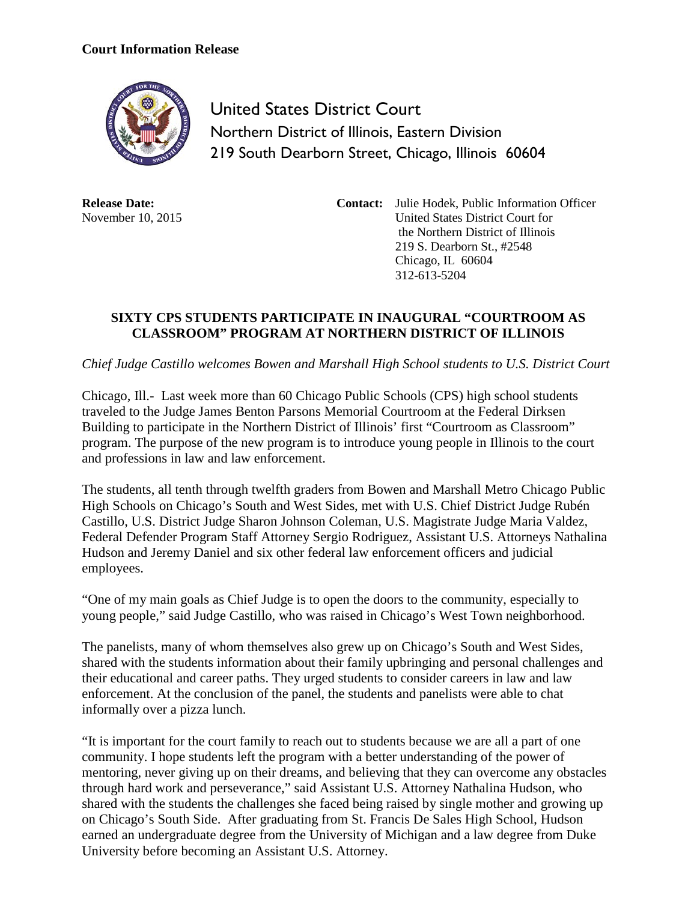**Court Information Release**

United States District Court
Northern District of Illinois, Eastern Division
219 South Dearborn Street, Chicago, Illinois 60604

**Release Date:**
November 10, 2015

**Contact:** Julie Hodek, Public Information Officer
United States District Court for
the Northern District of Illinois
219 S. Dearborn St., #2548
Chicago, IL 60604
312-613-5204

## SIXTY CPS STUDENTS PARTICIPATE IN INAUGURAL "COURTROOM AS CLASSROOM" PROGRAM AT NORTHERN DISTRICT OF ILLINOIS

*Chief Judge Castillo welcomes Bowen and Marshall High School students to U.S. District Court*

Chicago, Ill.- Last week more than 60 Chicago Public Schools (CPS) high school students traveled to the Judge James Benton Parsons Memorial Courtroom at the Federal Dirksen Building to participate in the Northern District of Illinois' first "Courtroom as Classroom" program. The purpose of the new program is to introduce young people in Illinois to the court and professions in law and law enforcement.

The students, all tenth through twelfth graders from Bowen and Marshall Metro Chicago Public High Schools on Chicago's South and West Sides, met with U.S. Chief District Judge Rubén Castillo, U.S. District Judge Sharon Johnson Coleman, U.S. Magistrate Judge Maria Valdez, Federal Defender Program Staff Attorney Sergio Rodriguez, Assistant U.S. Attorneys Nathalina Hudson and Jeremy Daniel and six other federal law enforcement officers and judicial employees.

"One of my main goals as Chief Judge is to open the doors to the community, especially to young people," said Judge Castillo, who was raised in Chicago's West Town neighborhood.

The panelists, many of whom themselves also grew up on Chicago's South and West Sides, shared with the students information about their family upbringing and personal challenges and their educational and career paths. They urged students to consider careers in law and law enforcement. At the conclusion of the panel, the students and panelists were able to chat informally over a pizza lunch.

"It is important for the court family to reach out to students because we are all a part of one community. I hope students left the program with a better understanding of the power of mentoring, never giving up on their dreams, and believing that they can overcome any obstacles through hard work and perseverance," said Assistant U.S. Attorney Nathalina Hudson, who shared with the students the challenges she faced being raised by single mother and growing up on Chicago's South Side. After graduating from St. Francis De Sales High School, Hudson earned an undergraduate degree from the University of Michigan and a law degree from Duke University before becoming an Assistant U.S. Attorney.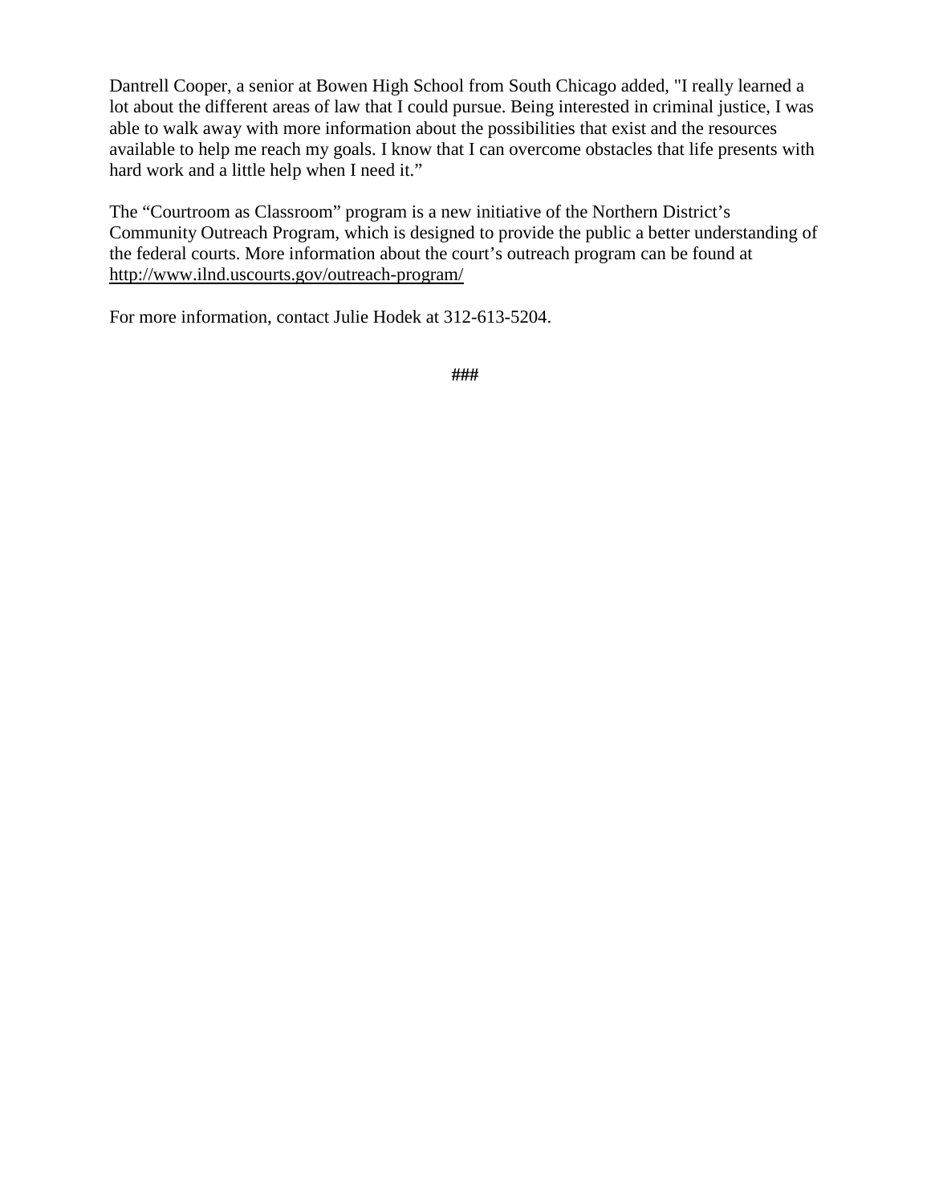Dantrell Cooper, a senior at Bowen High School from South Chicago added, "I really learned a lot about the different areas of law that I could pursue. Being interested in criminal justice, I was able to walk away with more information about the possibilities that exist and the resources available to help me reach my goals. I know that I can overcome obstacles that life presents with hard work and a little help when I need it."

The "Courtroom as Classroom" program is a new initiative of the Northern District's Community Outreach Program, which is designed to provide the public a better understanding of the federal courts. More information about the court's outreach program can be found at http://www.ilnd.uscourts.gov/outreach-program/

For more information, contact Julie Hodek at 312-613-5204.

###